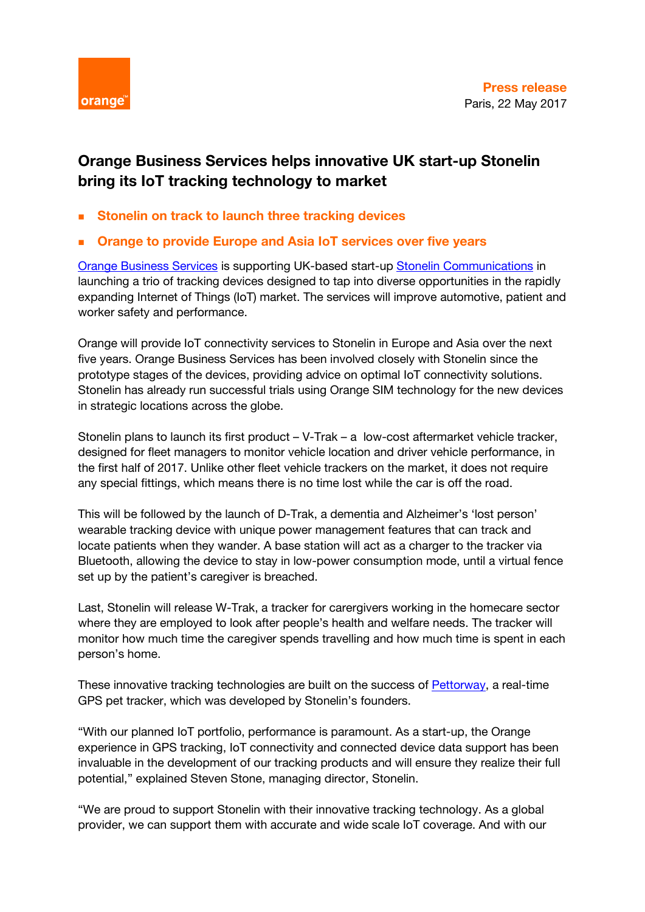orange™

**Press release**
Paris, 22 May 2017

# Orange Business Services helps innovative UK start-up Stonelin bring its IoT tracking technology to market

- **Stonelin on track to launch three tracking devices**
- **Orange to provide Europe and Asia IoT services over five years**

Orange Business Services is supporting UK-based start-up Stonelin Communications in launching a trio of tracking devices designed to tap into diverse opportunities in the rapidly expanding Internet of Things (IoT) market. The services will improve automotive, patient and worker safety and performance.

Orange will provide IoT connectivity services to Stonelin in Europe and Asia over the next five years. Orange Business Services has been involved closely with Stonelin since the prototype stages of the devices, providing advice on optimal IoT connectivity solutions. Stonelin has already run successful trials using Orange SIM technology for the new devices in strategic locations across the globe.

Stonelin plans to launch its first product – V-Trak – a low-cost aftermarket vehicle tracker, designed for fleet managers to monitor vehicle location and driver vehicle performance, in the first half of 2017. Unlike other fleet vehicle trackers on the market, it does not require any special fittings, which means there is no time lost while the car is off the road.

This will be followed by the launch of D-Trak, a dementia and Alzheimer's 'lost person' wearable tracking device with unique power management features that can track and locate patients when they wander. A base station will act as a charger to the tracker via Bluetooth, allowing the device to stay in low-power consumption mode, until a virtual fence set up by the patient's caregiver is breached.

Last, Stonelin will release W-Trak, a tracker for carergivers working in the homecare sector where they are employed to look after people's health and welfare needs. The tracker will monitor how much time the caregiver spends travelling and how much time is spent in each person's home.

These innovative tracking technologies are built on the success of Pettorway, a real-time GPS pet tracker, which was developed by Stonelin's founders.

"With our planned IoT portfolio, performance is paramount. As a start-up, the Orange experience in GPS tracking, IoT connectivity and connected device data support has been invaluable in the development of our tracking products and will ensure they realize their full potential," explained Steven Stone, managing director, Stonelin.

"We are proud to support Stonelin with their innovative tracking technology. As a global provider, we can support them with accurate and wide scale IoT coverage. And with our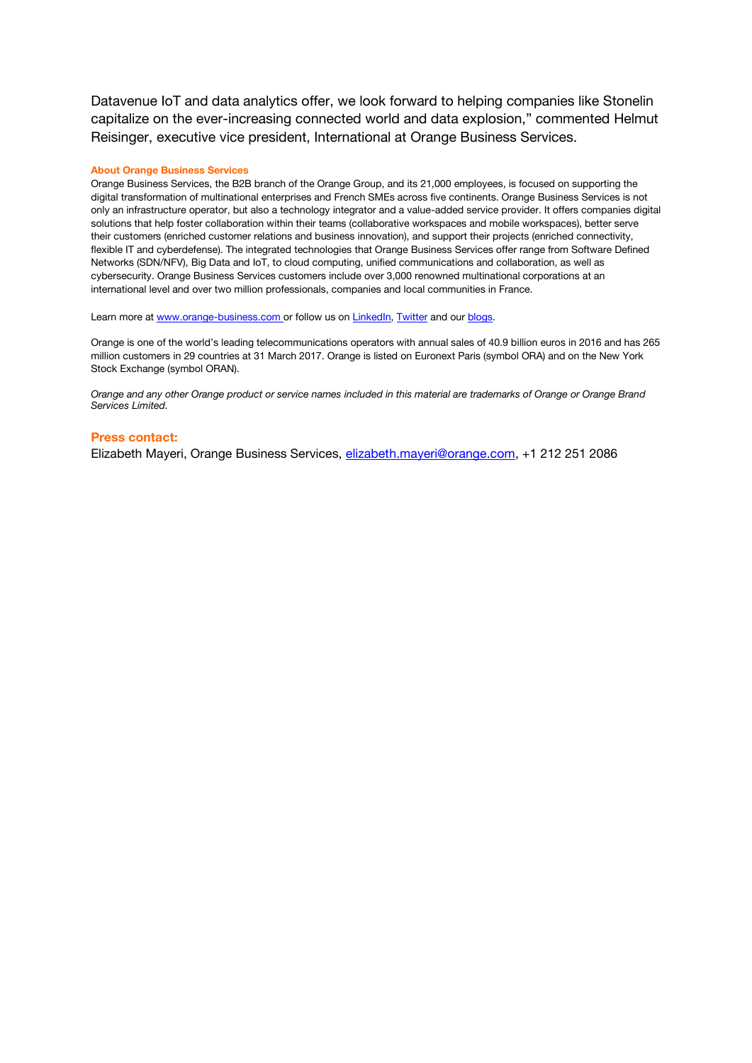Datavenue IoT and data analytics offer, we look forward to helping companies like Stonelin capitalize on the ever-increasing connected world and data explosion," commented Helmut Reisinger, executive vice president, International at Orange Business Services.

**About Orange Business Services**

Orange Business Services, the B2B branch of the Orange Group, and its 21,000 employees, is focused on supporting the digital transformation of multinational enterprises and French SMEs across five continents. Orange Business Services is not only an infrastructure operator, but also a technology integrator and a value-added service provider. It offers companies digital solutions that help foster collaboration within their teams (collaborative workspaces and mobile workspaces), better serve their customers (enriched customer relations and business innovation), and support their projects (enriched connectivity, flexible IT and cyberdefense). The integrated technologies that Orange Business Services offer range from Software Defined Networks (SDN/NFV), Big Data and IoT, to cloud computing, unified communications and collaboration, as well as cybersecurity. Orange Business Services customers include over 3,000 renowned multinational corporations at an international level and over two million professionals, companies and local communities in France.

Learn more at www.orange-business.com or follow us on LinkedIn, Twitter and our blogs.

Orange is one of the world's leading telecommunications operators with annual sales of 40.9 billion euros in 2016 and has 265 million customers in 29 countries at 31 March 2017. Orange is listed on Euronext Paris (symbol ORA) and on the New York Stock Exchange (symbol ORAN).

*Orange and any other Orange product or service names included in this material are trademarks of Orange or Orange Brand Services Limited.*

**Press contact:**

Elizabeth Mayeri, Orange Business Services, elizabeth.mayeri@orange.com, +1 212 251 2086